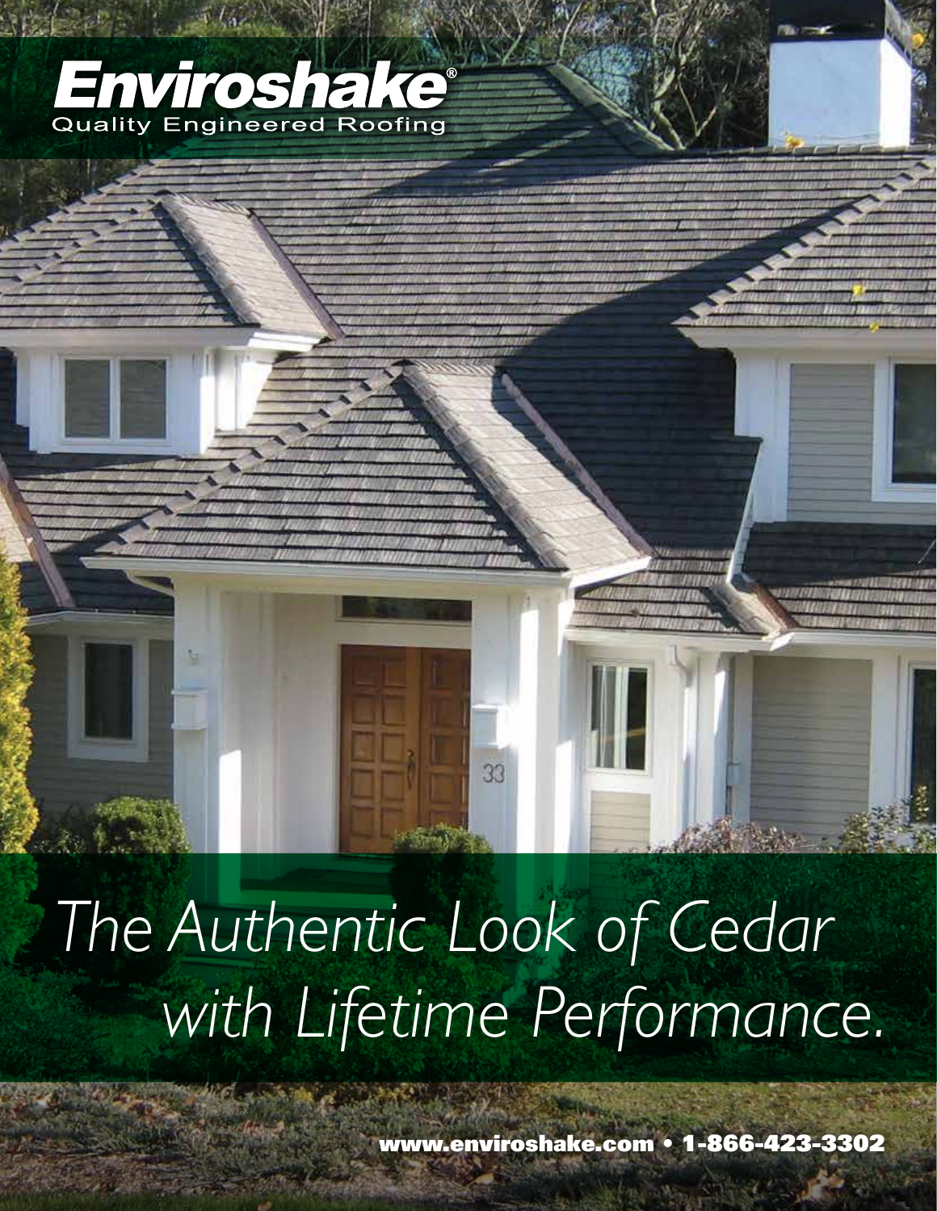# Enviroshake®

Quality Engineered Roofing

*The Authentic Look of Cedar with Lifetime Performance.*

**www.enviroshake.com • 1-866-423-3302**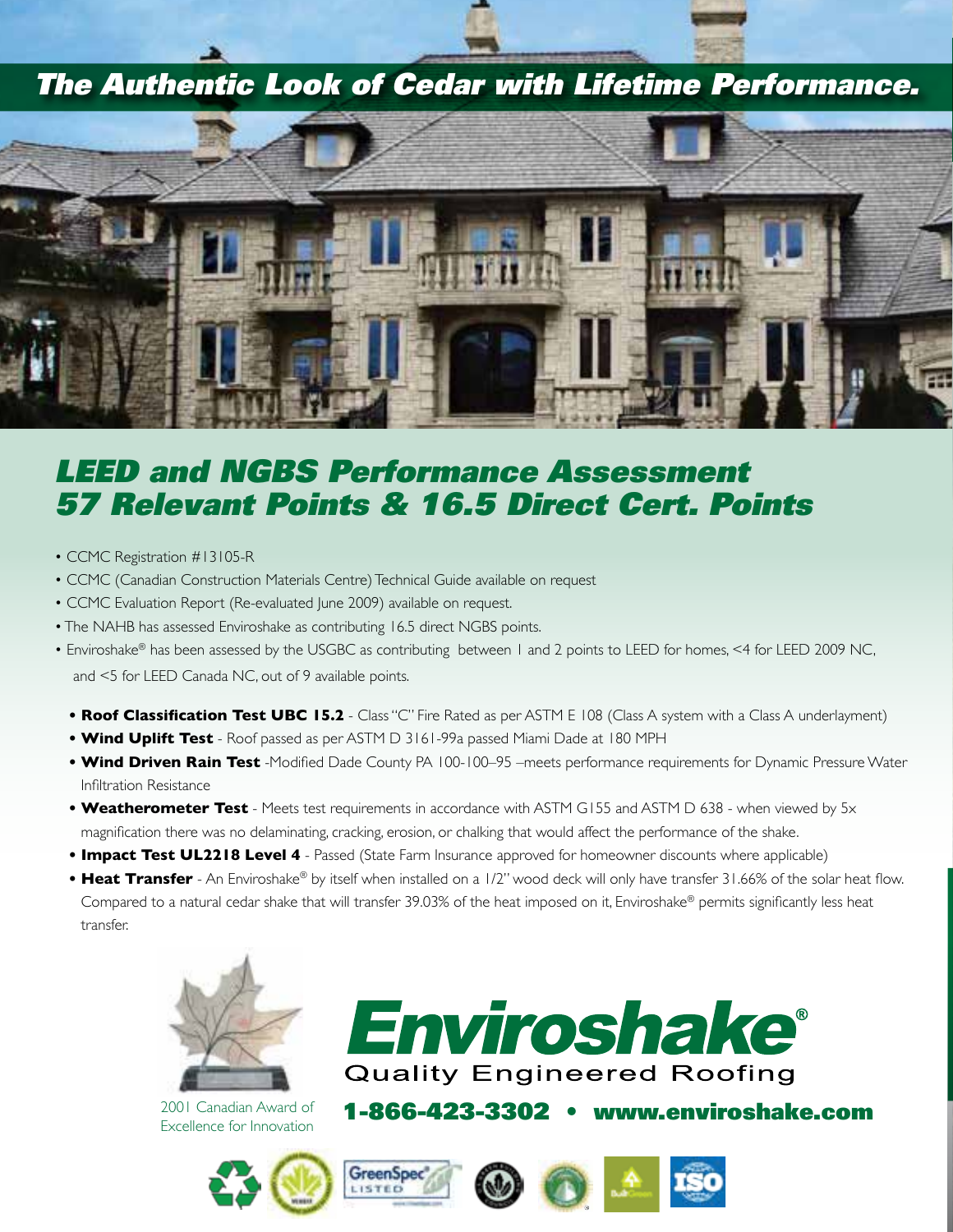# *The Authentic Look of Cedar with Lifetime Performance.*

## *LEED and NGBS Performance Assessment 57 Relevant Points & 16.5 Direct Cert. Points*

- CCMC Registration #13105-R
- CCMC (Canadian Construction Materials Centre) Technical Guide available on request
- CCMC Evaluation Report (Re-evaluated June 2009) available on request.
- The NAHB has assessed Enviroshake as contributing 16.5 direct NGBS points.
- Enviroshake® has been assessed by the USGBC as contributing between 1 and 2 points to LEED for homes, <4 for LEED 2009 NC, and <5 for LEED Canada NC, out of 9 available points.

- **Roof Classification Test UBC 15.2** - Class "C" Fire Rated as per ASTM E 108 (Class A system with a Class A underlayment)
- **Wind Uplift Test** - Roof passed as per ASTM D 3161-99a passed Miami Dade at 180 MPH
- **Wind Driven Rain Test** -Modified Dade County PA 100-100–95 –meets performance requirements for Dynamic Pressure Water Infiltration Resistance
- **Weatherometer Test** - Meets test requirements in accordance with ASTM G155 and ASTM D 638 - when viewed by 5x magnification there was no delaminating, cracking, erosion, or chalking that would affect the performance of the shake.
- **Impact Test UL2218 Level 4** - Passed (State Farm Insurance approved for homeowner discounts where applicable)
- **Heat Transfer** - An Enviroshake® by itself when installed on a 1/2" wood deck will only have transfer 31.66% of the solar heat flow. Compared to a natural cedar shake that will transfer 39.03% of the heat imposed on it, Enviroshake® permits significantly less heat transfer.

2001 Canadian Award of Excellence for Innovation

**Enviroshake®**

Quality Engineered Roofing

**1-866-423-3302 • www.enviroshake.com**

GreenSpec® LISTED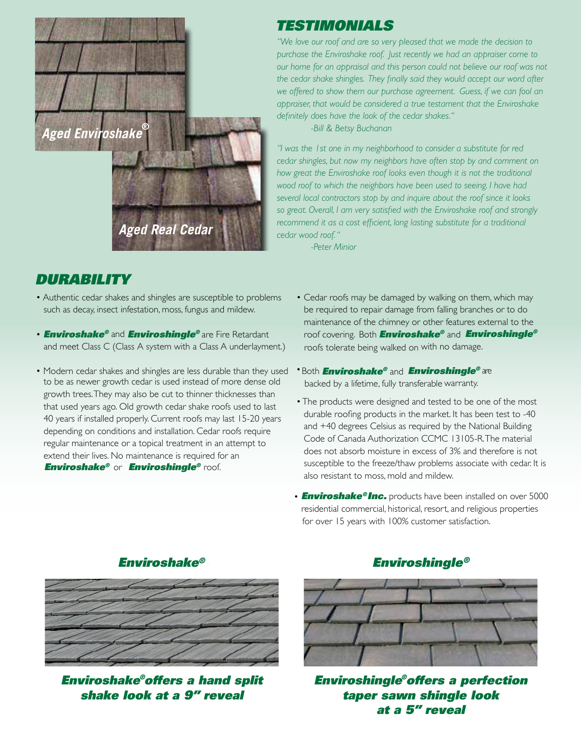Aged Enviroshake®

Aged Real Cedar

## TESTIMONIALS

*"We love our roof and are so very pleased that we made the decision to purchase the Enviroshake roof. Just recently we had an appraiser come to our home for an appraisal and this person could not believe our roof was not the cedar shake shingles. They finally said they would accept our word after we offered to show them our purchase agreement. Guess, if we can fool an appraiser, that would be considered a true testament that the Enviroshake definitely does have the look of the cedar shakes."*

*-Bill & Betsy Buchanan*

*"I was the 1st one in my neighborhood to consider a substitute for red cedar shingles, but now my neighbors have often stop by and comment on how great the Enviroshake roof looks even though it is not the traditional wood roof to which the neighbors have been used to seeing. I have had several local contractors stop by and inquire about the roof since it looks so great. Overall, I am very satisfied with the Enviroshake roof and strongly recommend it as a cost efficient, long lasting substitute for a traditional cedar wood roof."*

*-Peter Minior*

## DURABILITY

- Authentic cedar shakes and shingles are susceptible to problems such as decay, insect infestation, moss, fungus and mildew.
- ***Enviroshake®*** and ***Enviroshingle®*** are Fire Retardant and meet Class C (Class A system with a Class A underlayment.)
- Modern cedar shakes and shingles are less durable than they used to be as newer growth cedar is used instead of more dense old growth trees. They may also be cut to thinner thicknesses than that used years ago. Old growth cedar shake roofs used to last 40 years if installed properly. Current roofs may last 15-20 years depending on conditions and installation. Cedar roofs require regular maintenance or a topical treatment in an attempt to extend their lives. No maintenance is required for an ***Enviroshake®*** or ***Enviroshingle®*** roof.
- Cedar roofs may be damaged by walking on them, which may be required to repair damage from falling branches or to do maintenance of the chimney or other features external to the roof covering. Both ***Enviroshake®*** and ***Enviroshingle®*** roofs tolerate being walked on with no damage.
- Both ***Enviroshake®*** and ***Enviroshingle®*** are backed by a lifetime, fully transferable warranty.
- The products were designed and tested to be one of the most durable roofing products in the market. It has been test to -40 and +40 degrees Celsius as required by the National Building Code of Canada Authorization CCMC 13105-R. The material does not absorb moisture in excess of 3% and therefore is not susceptible to the freeze/thaw problems associate with cedar. It is also resistant to moss, mold and mildew.
- ***Enviroshake® Inc.*** products have been installed on over 5000 residential commercial, historical, resort, and religious properties for over 15 years with 100% customer satisfaction.

### *Enviroshake®*

***Enviroshake® offers a hand split shake look at a 9" reveal***

### *Enviroshingle®*

***Enviroshingle® offers a perfection taper sawn shingle look at a 5" reveal***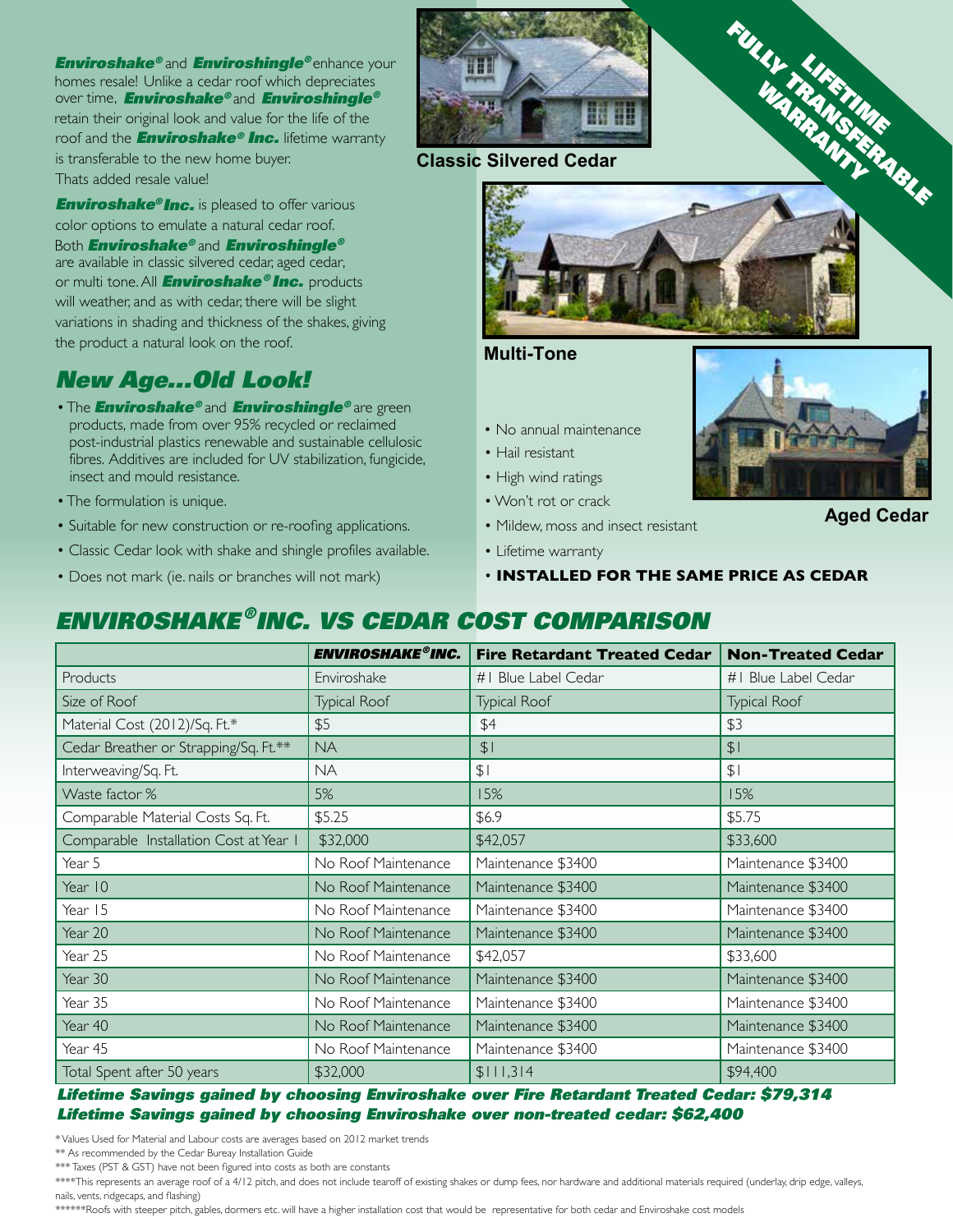***Enviroshake®*** and ***Enviroshingle®*** enhance your homes resale! Unlike a cedar roof which depreciates over time, ***Enviroshake®*** and ***Enviroshingle®*** retain their original look and value for the life of the roof and the ***Enviroshake® Inc.*** lifetime warranty is transferable to the new home buyer. Thats added resale value!

***Enviroshake® Inc.*** is pleased to offer various color options to emulate a natural cedar roof. Both ***Enviroshake®*** and ***Enviroshingle®*** are available in classic silvered cedar, aged cedar, or multi tone. All ***Enviroshake® Inc.*** products will weather, and as with cedar, there will be slight variations in shading and thickness of the shakes, giving the product a natural look on the roof.

Classic Silvered Cedar

Multi-Tone

Aged Cedar

FULLY TRANSFERABLE LIFETIME WARRANTY

## *New Age...Old Look!*

- The ***Enviroshake®*** and ***Enviroshingle®*** are green products, made from over 95% recycled or reclaimed post-industrial plastics renewable and sustainable cellulosic fibres. Additives are included for UV stabilization, fungicide, insect and mould resistance.
- The formulation is unique.
- Suitable for new construction or re-roofing applications.
- Classic Cedar look with shake and shingle profiles available.
- Does not mark (ie. nails or branches will not mark)

- No annual maintenance
- Hail resistant
- High wind ratings
- Won't rot or crack
- Mildew, moss and insect resistant
- Lifetime warranty
- **INSTALLED FOR THE SAME PRICE AS CEDAR**

## *ENVIROSHAKE® INC. VS CEDAR COST COMPARISON*

| | ***ENVIROSHAKE® INC.*** | **Fire Retardant Treated Cedar** | **Non-Treated Cedar** |
|---|---|---|---|
| Products | Enviroshake | #1 Blue Label Cedar | #1 Blue Label Cedar |
| Size of Roof | Typical Roof | Typical Roof | Typical Roof |
| Material Cost (2012)/Sq. Ft.* | $5 | $4 | $3 |
| Cedar Breather or Strapping/Sq. Ft.** | NA | $1 | $1 |
| Interweaving/Sq. Ft. | NA | $1 | $1 |
| Waste factor % | 5% | 15% | 15% |
| Comparable Material Costs Sq. Ft. | $5.25 | $6.9 | $5.75 |
| Comparable Installation Cost at Year 1 | $32,000 | $42,057 | $33,600 |
| Year 5 | No Roof Maintenance | Maintenance $3400 | Maintenance $3400 |
| Year 10 | No Roof Maintenance | Maintenance $3400 | Maintenance $3400 |
| Year 15 | No Roof Maintenance | Maintenance $3400 | Maintenance $3400 |
| Year 20 | No Roof Maintenance | Maintenance $3400 | Maintenance $3400 |
| Year 25 | No Roof Maintenance | $42,057 | $33,600 |
| Year 30 | No Roof Maintenance | Maintenance $3400 | Maintenance $3400 |
| Year 35 | No Roof Maintenance | Maintenance $3400 | Maintenance $3400 |
| Year 40 | No Roof Maintenance | Maintenance $3400 | Maintenance $3400 |
| Year 45 | No Roof Maintenance | Maintenance $3400 | Maintenance $3400 |
| Total Spent after 50 years | $32,000 | $111,314 | $94,400 |

***Lifetime Savings gained by choosing Enviroshake over Fire Retardant Treated Cedar: $79,314***
***Lifetime Savings gained by choosing Enviroshake over non-treated cedar: $62,400***

*Values Used for Material and Labour costs are averages based on 2012 market trends

** As recommended by the Cedar Bureay Installation Guide

*** Taxes (PST & GST) have not been figured into costs as both are constants

****This represents an average roof of a 4/12 pitch, and does not include tearoff of existing shakes or dump fees, nor hardware and additional materials required (underlay, drip edge, valleys, nails, vents, ridgecaps, and flashing)

*****Roofs with steeper pitch, gables, dormers etc. will have a higher installation cost that would be representative for both cedar and Enviroshake cost models